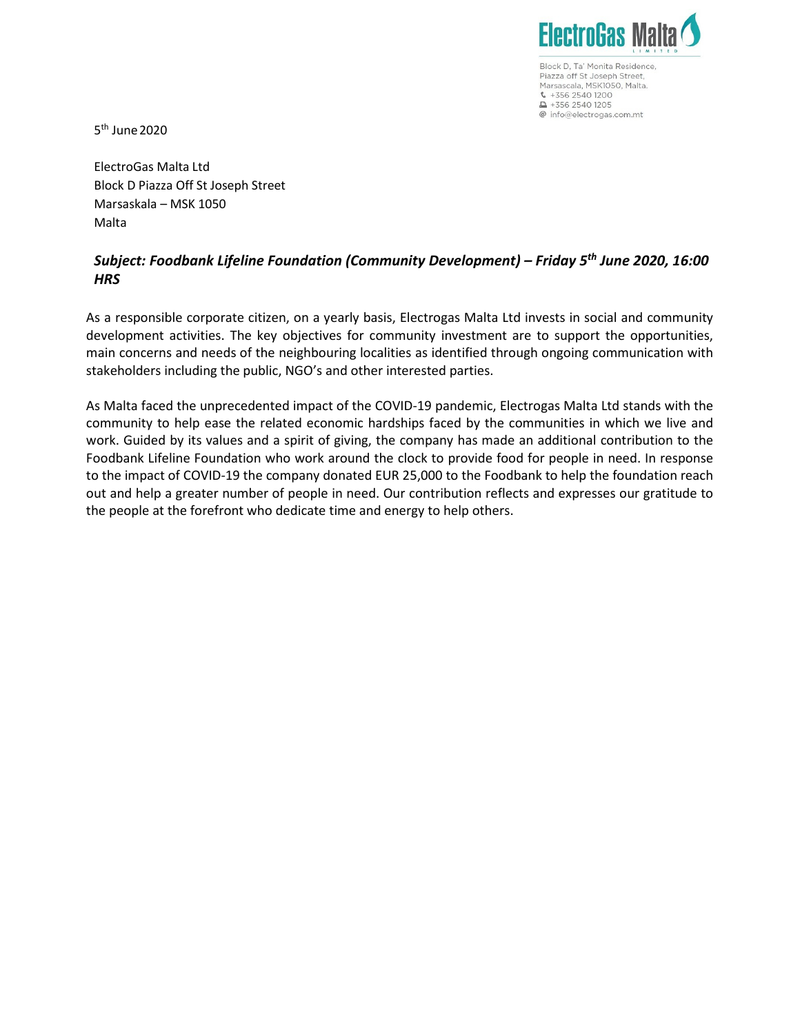ElectroGas Malta Limited

Block D, Ta' Monita Residence,
Piazza off St Joseph Street,
Marsascala, MSK1050, Malta.
+356 2540 1200
+356 2540 1205
info@electrogas.com.mt

5th June 2020

ElectroGas Malta Ltd
Block D Piazza Off St Joseph Street
Marsaskala – MSK 1050
Malta

***Subject: Foodbank Lifeline Foundation (Community Development) – Friday 5th June 2020, 16:00 HRS***

As a responsible corporate citizen, on a yearly basis, Electrogas Malta Ltd invests in social and community development activities. The key objectives for community investment are to support the opportunities, main concerns and needs of the neighbouring localities as identified through ongoing communication with stakeholders including the public, NGO's and other interested parties.

As Malta faced the unprecedented impact of the COVID-19 pandemic, Electrogas Malta Ltd stands with the community to help ease the related economic hardships faced by the communities in which we live and work. Guided by its values and a spirit of giving, the company has made an additional contribution to the Foodbank Lifeline Foundation who work around the clock to provide food for people in need. In response to the impact of COVID-19 the company donated EUR 25,000 to the Foodbank to help the foundation reach out and help a greater number of people in need. Our contribution reflects and expresses our gratitude to the people at the forefront who dedicate time and energy to help others.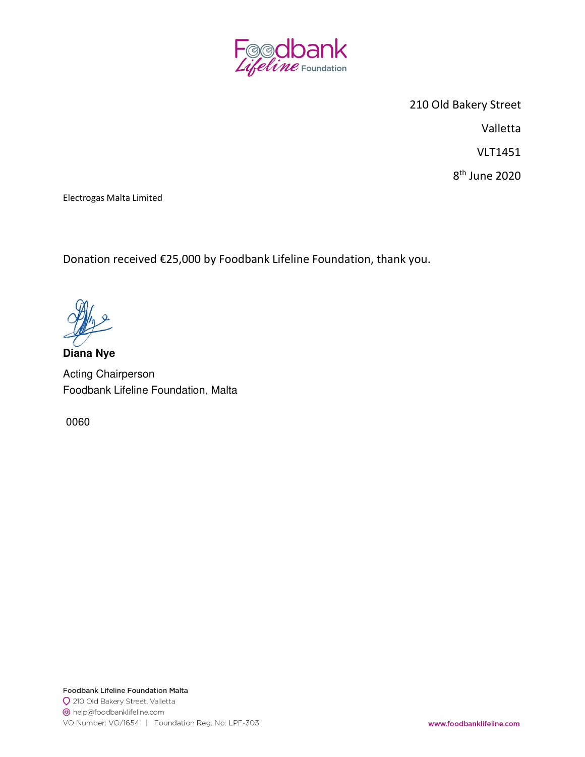Foodbank Lifeline Foundation

210 Old Bakery Street

Valletta

VLT1451

8th June 2020

Electrogas Malta Limited

Donation received €25,000 by Foodbank Lifeline Foundation, thank you.

**Diana Nye**

Acting Chairperson

Foodbank Lifeline Foundation, Malta

0060

**Foodbank Lifeline Foundation Malta**

210 Old Bakery Street, Valletta

help@foodbanklifeline.com

VO Number: VO/1654 | Foundation Reg. No: LPF-303

www.foodbanklifeline.com